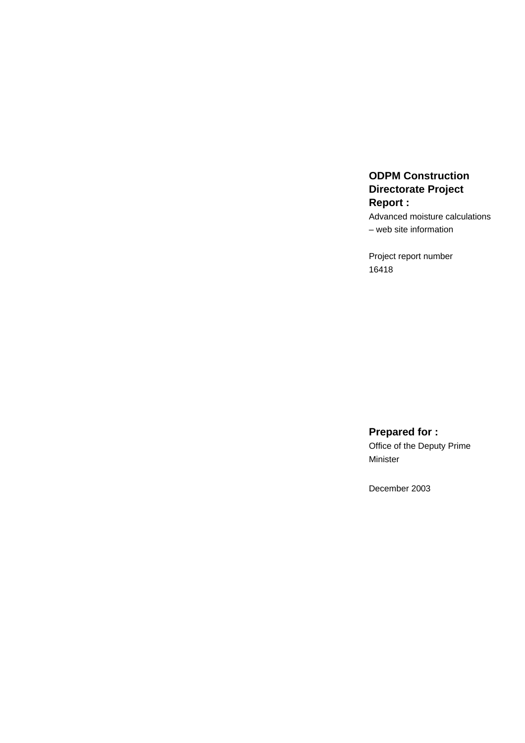**ODPM Construction Directorate Project Report :**

Advanced moisture calculations – web site information

Project report number 16418

**Prepared for :**

Office of the Deputy Prime Minister

December 2003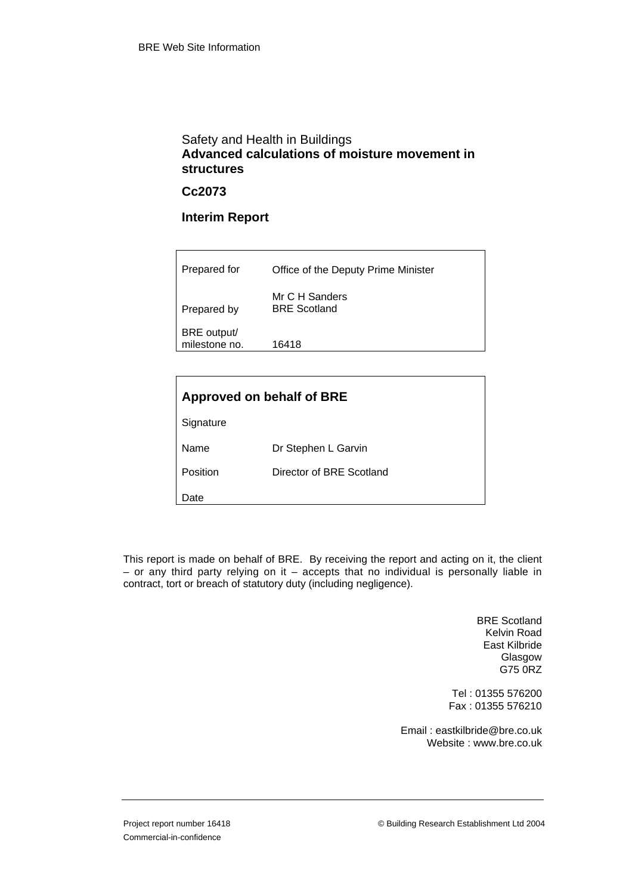BRE Web Site Information

Safety and Health in Buildings

**Advanced calculations of moisture movement in structures**

**Cc2073**

**Interim Report**

| | |
|---|---|
| Prepared for | Office of the Deputy Prime Minister |
| Prepared by | Mr C H Sanders<br>BRE Scotland |
| BRE output/<br>milestone no. | 16418 |

| **Approved on behalf of BRE** | |
|---|---|
| Signature | |
| Name | Dr Stephen L Garvin |
| Position | Director of BRE Scotland |
| Date | |

This report is made on behalf of BRE. By receiving the report and acting on it, the client – or any third party relying on it – accepts that no individual is personally liable in contract, tort or breach of statutory duty (including negligence).

BRE Scotland
Kelvin Road
East Kilbride
Glasgow
G75 0RZ

Tel : 01355 576200
Fax : 01355 576210

Email : eastkilbride@bre.co.uk
Website : www.bre.co.uk

Project report number 16418

Commercial-in-confidence

© Building Research Establishment Ltd 2004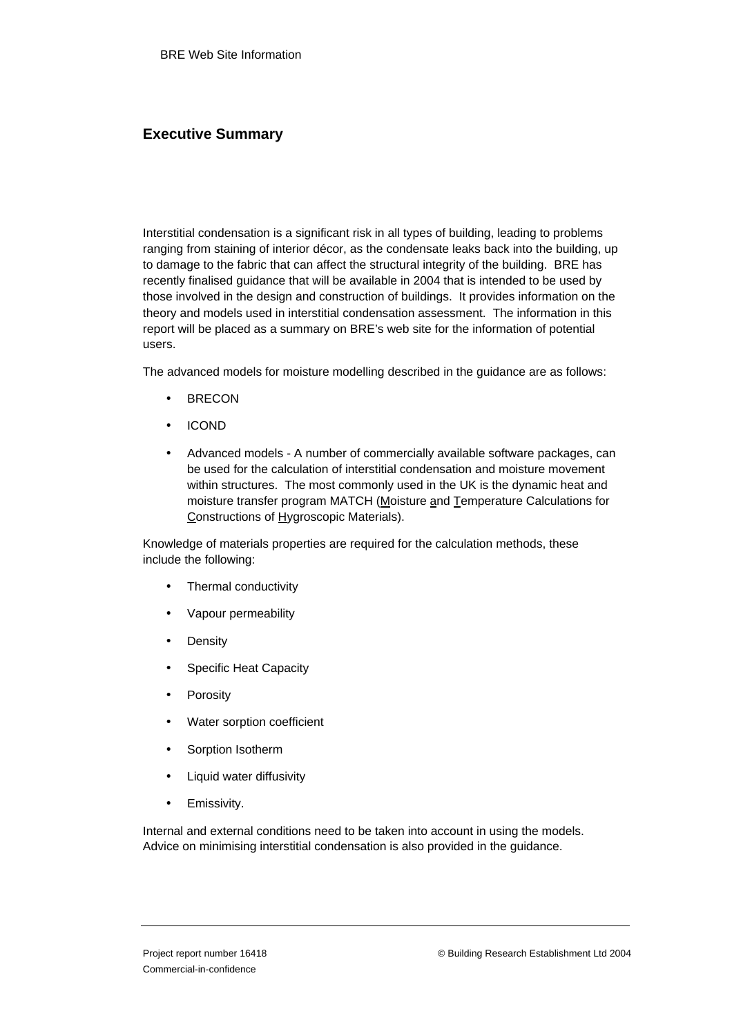## Executive Summary

Interstitial condensation is a significant risk in all types of building, leading to problems ranging from staining of interior décor, as the condensate leaks back into the building, up to damage to the fabric that can affect the structural integrity of the building. BRE has recently finalised guidance that will be available in 2004 that is intended to be used by those involved in the design and construction of buildings. It provides information on the theory and models used in interstitial condensation assessment. The information in this report will be placed as a summary on BRE's web site for the information of potential users.

The advanced models for moisture modelling described in the guidance are as follows:

- BRECON
- ICOND
- Advanced models - A number of commercially available software packages, can be used for the calculation of interstitial condensation and moisture movement within structures. The most commonly used in the UK is the dynamic heat and moisture transfer program MATCH (Moisture and Temperature Calculations for Constructions of Hygroscopic Materials).

Knowledge of materials properties are required for the calculation methods, these include the following:

- Thermal conductivity
- Vapour permeability
- Density
- Specific Heat Capacity
- Porosity
- Water sorption coefficient
- Sorption Isotherm
- Liquid water diffusivity
- Emissivity.

Internal and external conditions need to be taken into account in using the models. Advice on minimising interstitial condensation is also provided in the guidance.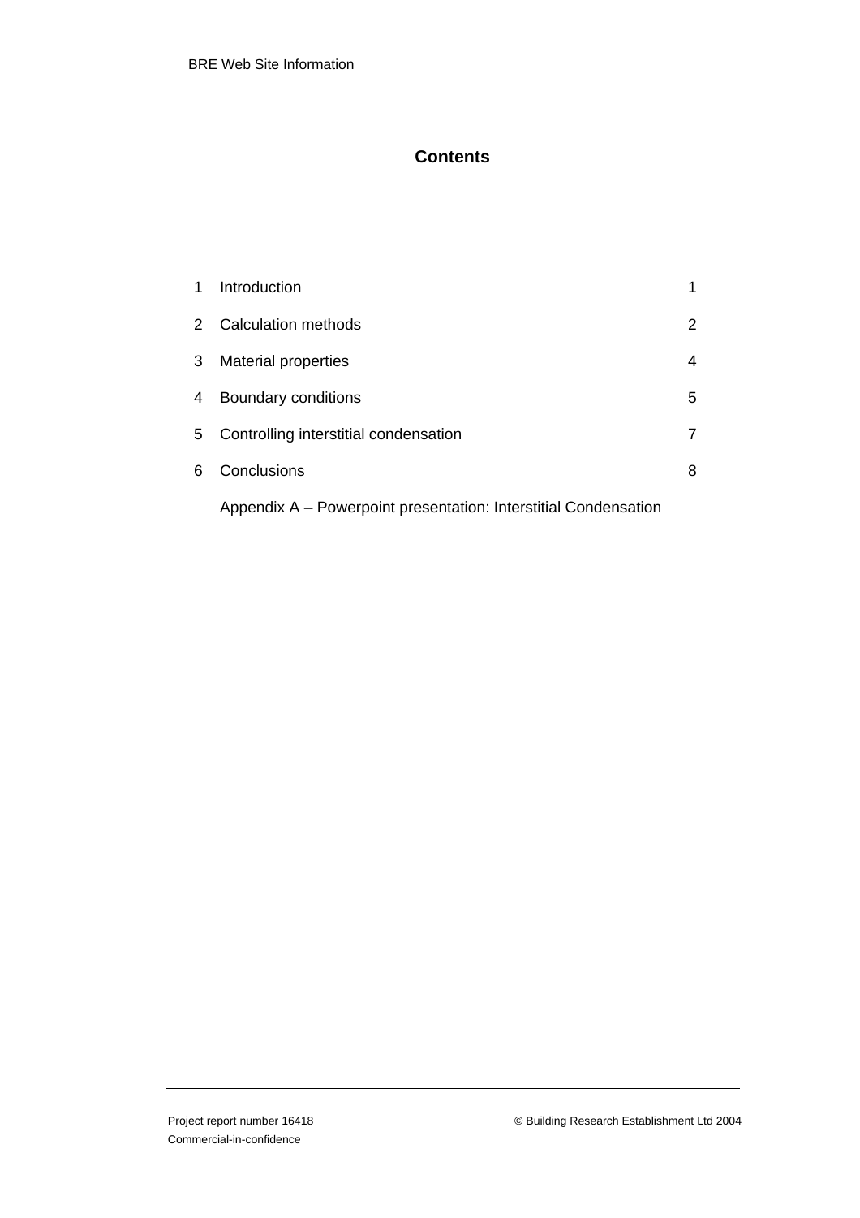## Contents

| | | |
|---|---|---|
| 1 | Introduction | 1 |
| 2 | Calculation methods | 2 |
| 3 | Material properties | 4 |
| 4 | Boundary conditions | 5 |
| 5 | Controlling interstitial condensation | 7 |
| 6 | Conclusions | 8 |
| | Appendix A – Powerpoint presentation: Interstitial Condensation | |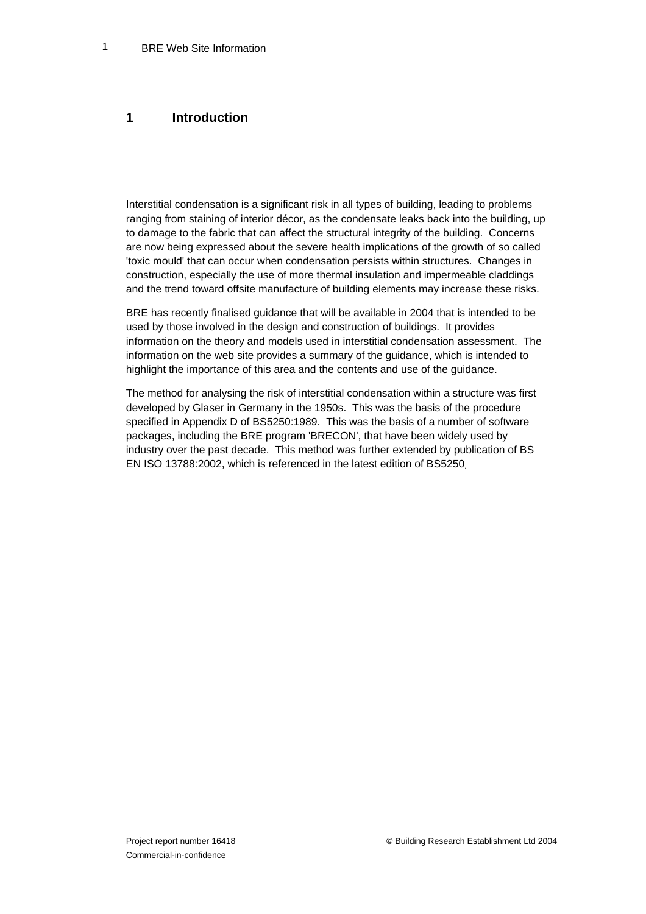# 1 Introduction

Interstitial condensation is a significant risk in all types of building, leading to problems ranging from staining of interior décor, as the condensate leaks back into the building, up to damage to the fabric that can affect the structural integrity of the building. Concerns are now being expressed about the severe health implications of the growth of so called 'toxic mould' that can occur when condensation persists within structures. Changes in construction, especially the use of more thermal insulation and impermeable claddings and the trend toward offsite manufacture of building elements may increase these risks.

BRE has recently finalised guidance that will be available in 2004 that is intended to be used by those involved in the design and construction of buildings. It provides information on the theory and models used in interstitial condensation assessment. The information on the web site provides a summary of the guidance, which is intended to highlight the importance of this area and the contents and use of the guidance.

The method for analysing the risk of interstitial condensation within a structure was first developed by Glaser in Germany in the 1950s. This was the basis of the procedure specified in Appendix D of BS5250:1989. This was the basis of a number of software packages, including the BRE program 'BRECON', that have been widely used by industry over the past decade. This method was further extended by publication of BS EN ISO 13788:2002, which is referenced in the latest edition of BS5250.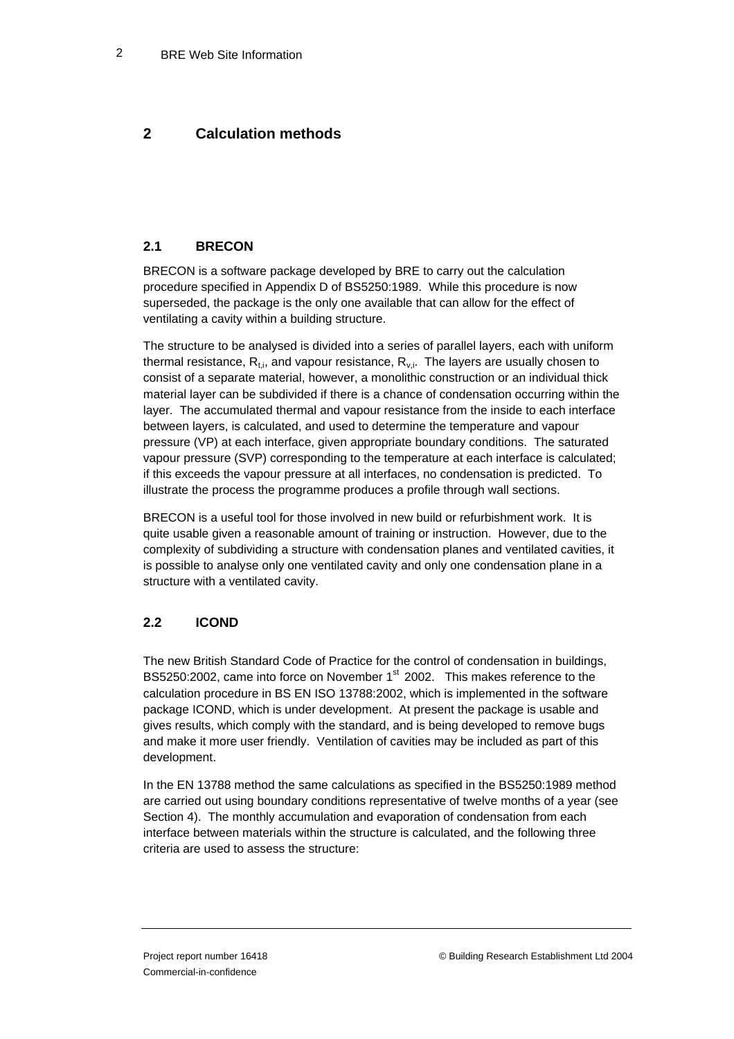## 2 Calculation methods

### 2.1 BRECON

BRECON is a software package developed by BRE to carry out the calculation procedure specified in Appendix D of BS5250:1989. While this procedure is now superseded, the package is the only one available that can allow for the effect of ventilating a cavity within a building structure.

The structure to be analysed is divided into a series of parallel layers, each with uniform thermal resistance, $R_{t,i}$, and vapour resistance, $R_{v,i}$. The layers are usually chosen to consist of a separate material, however, a monolithic construction or an individual thick material layer can be subdivided if there is a chance of condensation occurring within the layer. The accumulated thermal and vapour resistance from the inside to each interface between layers, is calculated, and used to determine the temperature and vapour pressure (VP) at each interface, given appropriate boundary conditions. The saturated vapour pressure (SVP) corresponding to the temperature at each interface is calculated; if this exceeds the vapour pressure at all interfaces, no condensation is predicted. To illustrate the process the programme produces a profile through wall sections.

BRECON is a useful tool for those involved in new build or refurbishment work. It is quite usable given a reasonable amount of training or instruction. However, due to the complexity of subdividing a structure with condensation planes and ventilated cavities, it is possible to analyse only one ventilated cavity and only one condensation plane in a structure with a ventilated cavity.

### 2.2 ICOND

The new British Standard Code of Practice for the control of condensation in buildings, BS5250:2002, came into force on November 1st 2002. This makes reference to the calculation procedure in BS EN ISO 13788:2002, which is implemented in the software package ICOND, which is under development. At present the package is usable and gives results, which comply with the standard, and is being developed to remove bugs and make it more user friendly. Ventilation of cavities may be included as part of this development.

In the EN 13788 method the same calculations as specified in the BS5250:1989 method are carried out using boundary conditions representative of twelve months of a year (see Section 4). The monthly accumulation and evaporation of condensation from each interface between materials within the structure is calculated, and the following three criteria are used to assess the structure: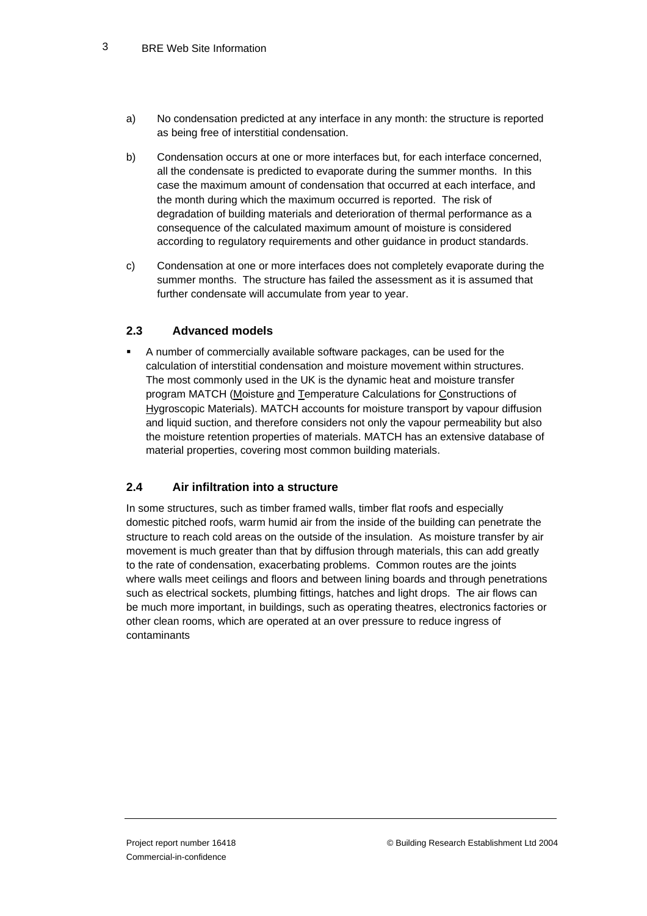a) No condensation predicted at any interface in any month: the structure is reported as being free of interstitial condensation.

b) Condensation occurs at one or more interfaces but, for each interface concerned, all the condensate is predicted to evaporate during the summer months. In this case the maximum amount of condensation that occurred at each interface, and the month during which the maximum occurred is reported. The risk of degradation of building materials and deterioration of thermal performance as a consequence of the calculated maximum amount of moisture is considered according to regulatory requirements and other guidance in product standards.

c) Condensation at one or more interfaces does not completely evaporate during the summer months. The structure has failed the assessment as it is assumed that further condensate will accumulate from year to year.

### 2.3 Advanced models

- A number of commercially available software packages, can be used for the calculation of interstitial condensation and moisture movement within structures. The most commonly used in the UK is the dynamic heat and moisture transfer program MATCH (Moisture and Temperature Calculations for Constructions of Hygroscopic Materials). MATCH accounts for moisture transport by vapour diffusion and liquid suction, and therefore considers not only the vapour permeability but also the moisture retention properties of materials. MATCH has an extensive database of material properties, covering most common building materials.

### 2.4 Air infiltration into a structure

In some structures, such as timber framed walls, timber flat roofs and especially domestic pitched roofs, warm humid air from the inside of the building can penetrate the structure to reach cold areas on the outside of the insulation. As moisture transfer by air movement is much greater than that by diffusion through materials, this can add greatly to the rate of condensation, exacerbating problems. Common routes are the joints where walls meet ceilings and floors and between lining boards and through penetrations such as electrical sockets, plumbing fittings, hatches and light drops. The air flows can be much more important, in buildings, such as operating theatres, electronics factories or other clean rooms, which are operated at an over pressure to reduce ingress of contaminants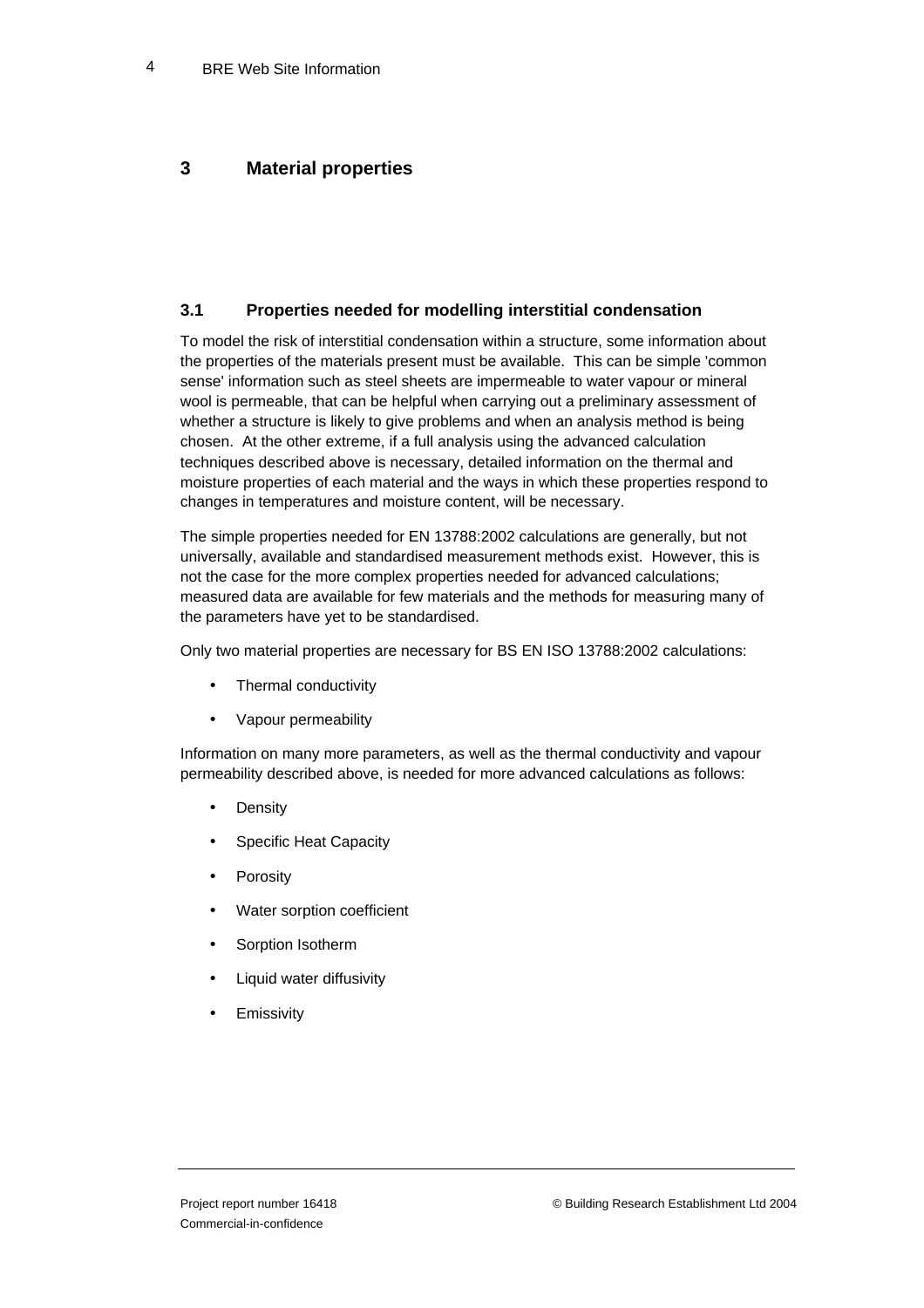# 3 Material properties

## 3.1 Properties needed for modelling interstitial condensation

To model the risk of interstitial condensation within a structure, some information about the properties of the materials present must be available. This can be simple 'common sense' information such as steel sheets are impermeable to water vapour or mineral wool is permeable, that can be helpful when carrying out a preliminary assessment of whether a structure is likely to give problems and when an analysis method is being chosen. At the other extreme, if a full analysis using the advanced calculation techniques described above is necessary, detailed information on the thermal and moisture properties of each material and the ways in which these properties respond to changes in temperatures and moisture content, will be necessary.

The simple properties needed for EN 13788:2002 calculations are generally, but not universally, available and standardised measurement methods exist. However, this is not the case for the more complex properties needed for advanced calculations; measured data are available for few materials and the methods for measuring many of the parameters have yet to be standardised.

Only two material properties are necessary for BS EN ISO 13788:2002 calculations:

- Thermal conductivity
- Vapour permeability

Information on many more parameters, as well as the thermal conductivity and vapour permeability described above, is needed for more advanced calculations as follows:

- Density
- Specific Heat Capacity
- Porosity
- Water sorption coefficient
- Sorption Isotherm
- Liquid water diffusivity
- Emissivity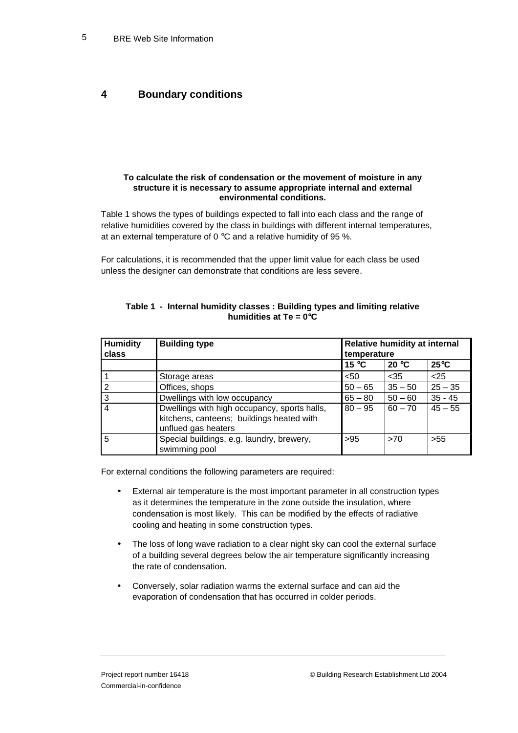## 4 Boundary conditions

**To calculate the risk of condensation or the movement of moisture in any structure it is necessary to assume appropriate internal and external environmental conditions.**

Table 1 shows the types of buildings expected to fall into each class and the range of relative humidities covered by the class in buildings with different internal temperatures, at an external temperature of 0 °C and a relative humidity of 95 %.

For calculations, it is recommended that the upper limit value for each class be used unless the designer can demonstrate that conditions are less severe.

**Table 1 - Internal humidity classes : Building types and limiting relative humidities at Te = 0°C**

| Humidity class | Building type | Relative humidity at internal temperature | | |
|---|---|---|---|---|
| | | 15 °C | 20 °C | 25°C |
| 1 | Storage areas | <50 | <35 | <25 |
| 2 | Offices, shops | 50 – 65 | 35 – 50 | 25 – 35 |
| 3 | Dwellings with low occupancy | 65 – 80 | 50 – 60 | 35 - 45 |
| 4 | Dwellings with high occupancy, sports halls, kitchens, canteens; buildings heated with unflued gas heaters | 80 – 95 | 60 – 70 | 45 – 55 |
| 5 | Special buildings, e.g. laundry, brewery, swimming pool | >95 | >70 | >55 |

For external conditions the following parameters are required:

- External air temperature is the most important parameter in all construction types as it determines the temperature in the zone outside the insulation, where condensation is most likely. This can be modified by the effects of radiative cooling and heating in some construction types.
- The loss of long wave radiation to a clear night sky can cool the external surface of a building several degrees below the air temperature significantly increasing the rate of condensation.
- Conversely, solar radiation warms the external surface and can aid the evaporation of condensation that has occurred in colder periods.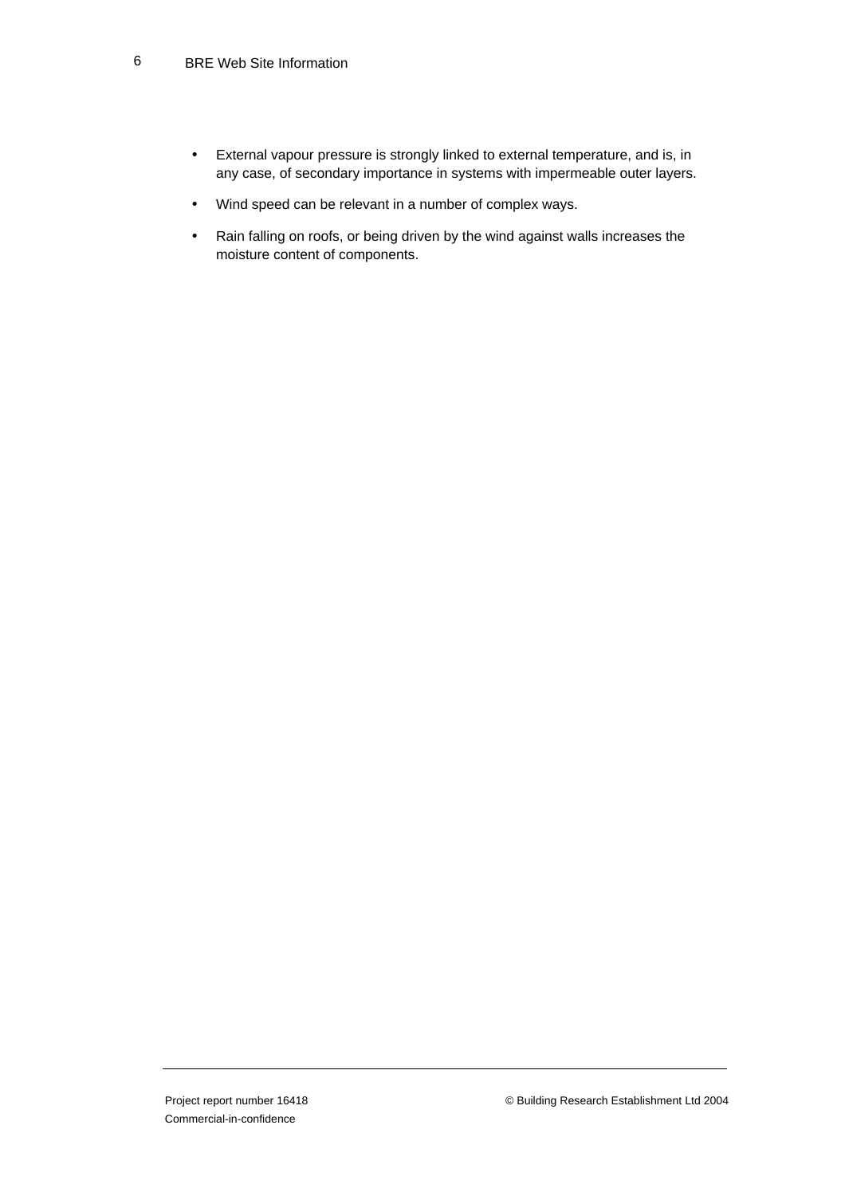- External vapour pressure is strongly linked to external temperature, and is, in any case, of secondary importance in systems with impermeable outer layers.
- Wind speed can be relevant in a number of complex ways.
- Rain falling on roofs, or being driven by the wind against walls increases the moisture content of components.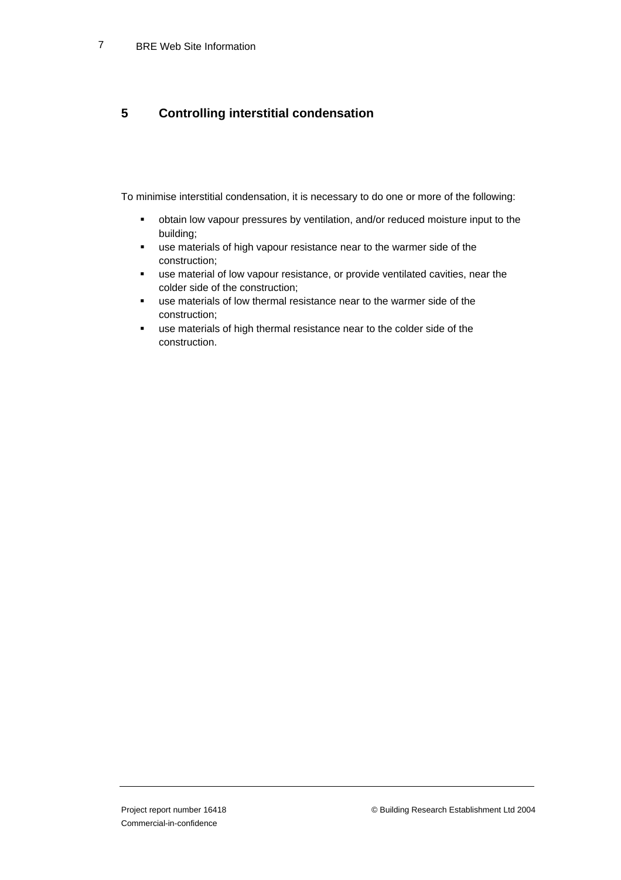## 5 Controlling interstitial condensation

To minimise interstitial condensation, it is necessary to do one or more of the following:

- obtain low vapour pressures by ventilation, and/or reduced moisture input to the building;
- use materials of high vapour resistance near to the warmer side of the construction;
- use material of low vapour resistance, or provide ventilated cavities, near the colder side of the construction;
- use materials of low thermal resistance near to the warmer side of the construction;
- use materials of high thermal resistance near to the colder side of the construction.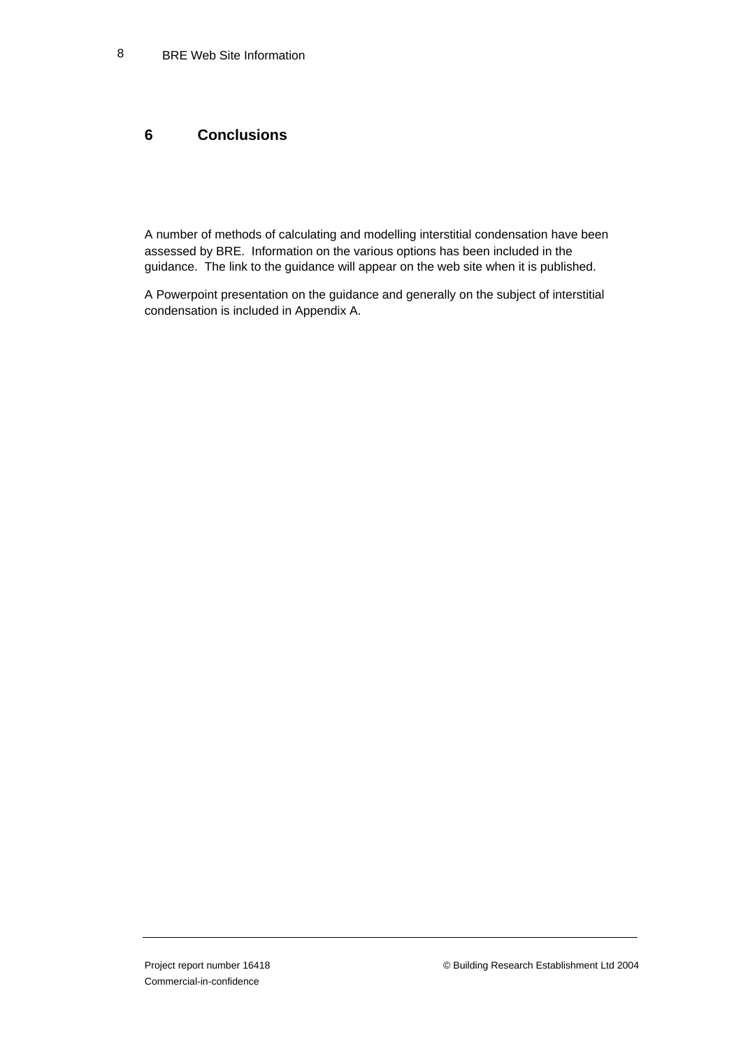## 6 Conclusions

A number of methods of calculating and modelling interstitial condensation have been assessed by BRE. Information on the various options has been included in the guidance. The link to the guidance will appear on the web site when it is published.

A Powerpoint presentation on the guidance and generally on the subject of interstitial condensation is included in Appendix A.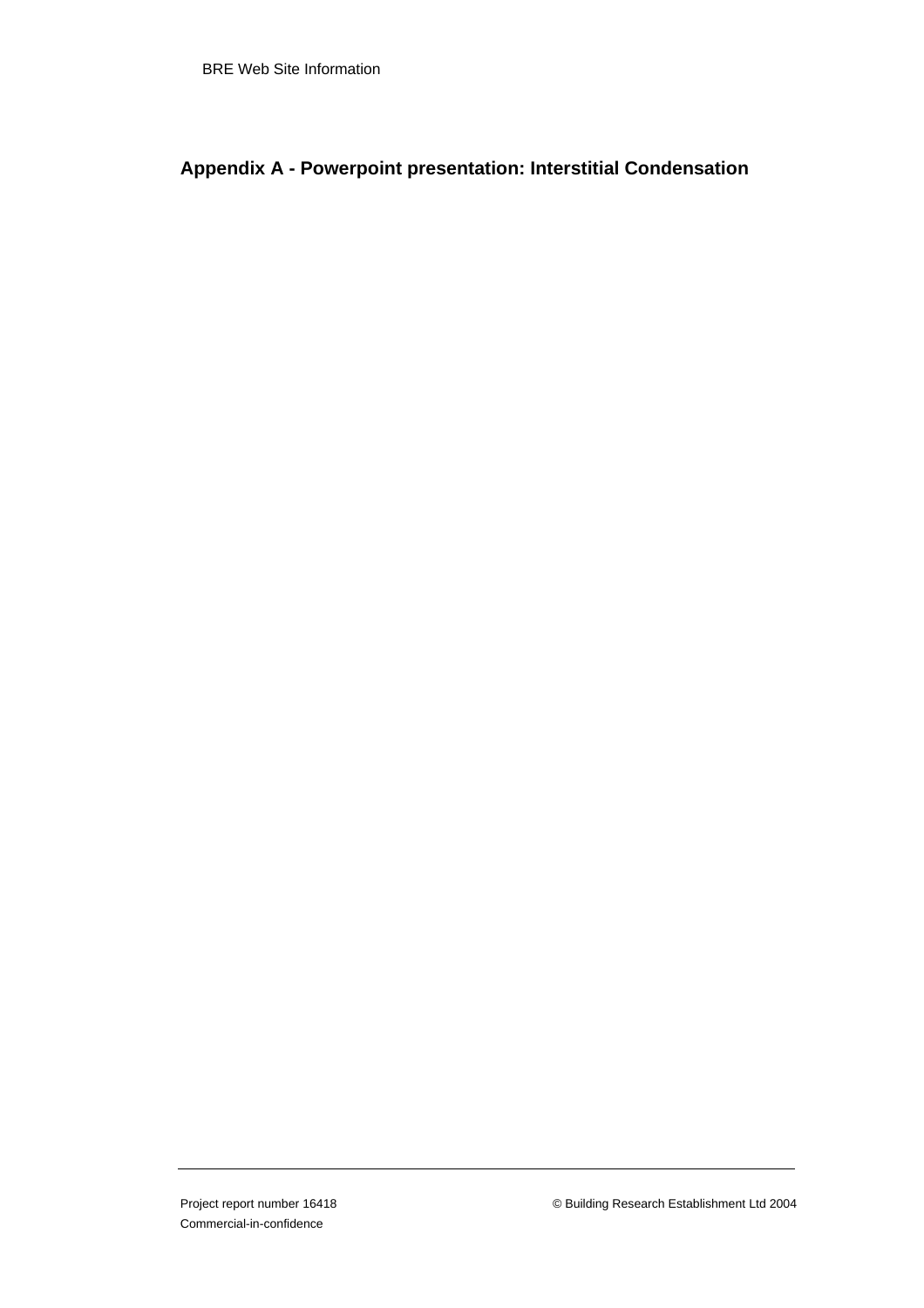## Appendix A - Powerpoint presentation: Interstitial Condensation